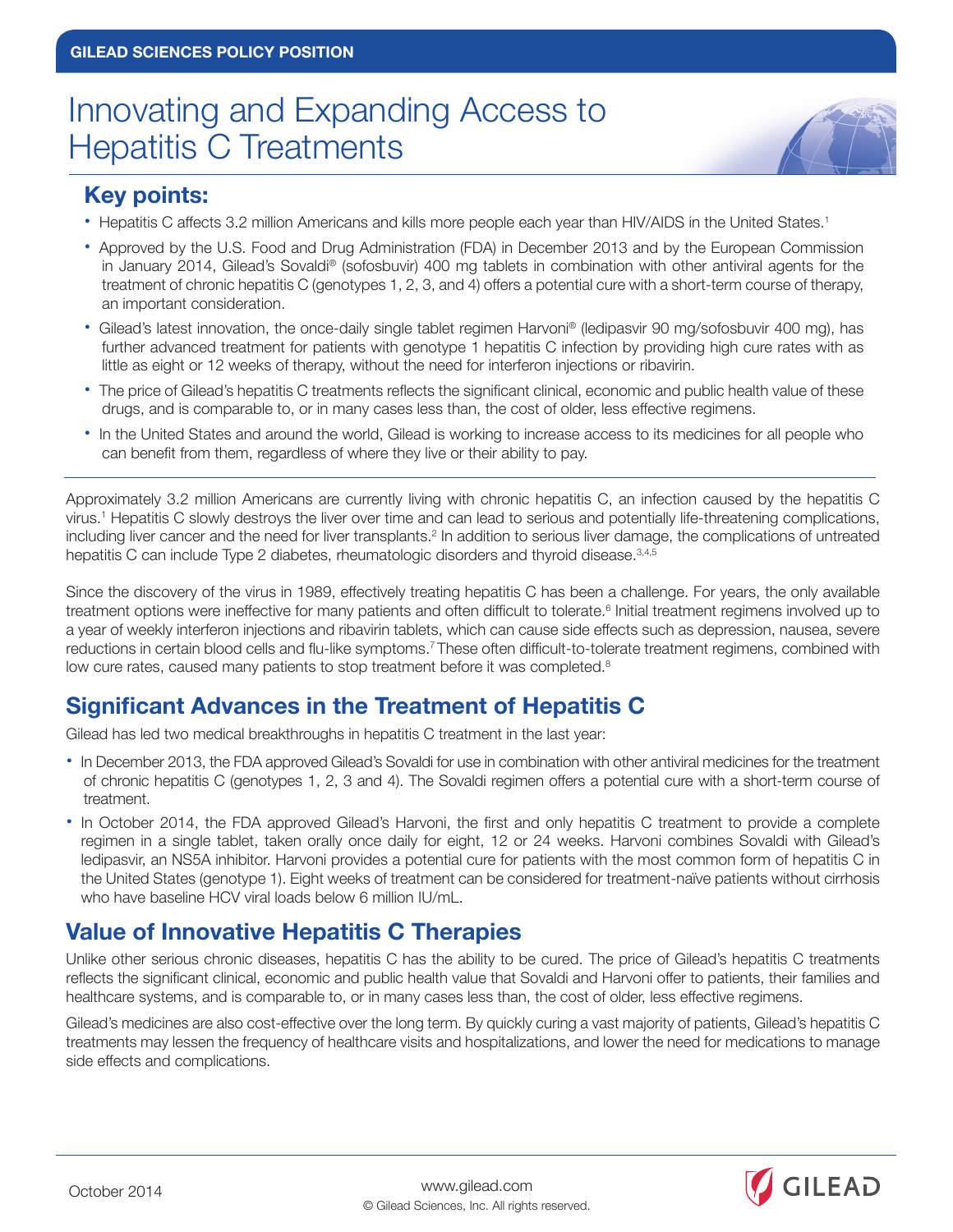GILEAD SCIENCES POLICY POSITION

# Innovating and Expanding Access to Hepatitis C Treatments

## Key points:

- Hepatitis C affects 3.2 million Americans and kills more people each year than HIV/AIDS in the United States.[1]
- Approved by the U.S. Food and Drug Administration (FDA) in December 2013 and by the European Commission in January 2014, Gilead's Sovaldi® (sofosbuvir) 400 mg tablets in combination with other antiviral agents for the treatment of chronic hepatitis C (genotypes 1, 2, 3, and 4) offers a potential cure with a short-term course of therapy, an important consideration.
- Gilead's latest innovation, the once-daily single tablet regimen Harvoni® (ledipasvir 90 mg/sofosbuvir 400 mg), has further advanced treatment for patients with genotype 1 hepatitis C infection by providing high cure rates with as little as eight or 12 weeks of therapy, without the need for interferon injections or ribavirin.
- The price of Gilead's hepatitis C treatments reflects the significant clinical, economic and public health value of these drugs, and is comparable to, or in many cases less than, the cost of older, less effective regimens.
- In the United States and around the world, Gilead is working to increase access to its medicines for all people who can benefit from them, regardless of where they live or their ability to pay.

---

Approximately 3.2 million Americans are currently living with chronic hepatitis C, an infection caused by the hepatitis C virus.[1] Hepatitis C slowly destroys the liver over time and can lead to serious and potentially life-threatening complications, including liver cancer and the need for liver transplants.[2] In addition to serious liver damage, the complications of untreated hepatitis C can include Type 2 diabetes, rheumatologic disorders and thyroid disease.[3,4,5]

Since the discovery of the virus in 1989, effectively treating hepatitis C has been a challenge. For years, the only available treatment options were ineffective for many patients and often difficult to tolerate.[6] Initial treatment regimens involved up to a year of weekly interferon injections and ribavirin tablets, which can cause side effects such as depression, nausea, severe reductions in certain blood cells and flu-like symptoms.[7] These often difficult-to-tolerate treatment regimens, combined with low cure rates, caused many patients to stop treatment before it was completed.[8]

## Significant Advances in the Treatment of Hepatitis C

Gilead has led two medical breakthroughs in hepatitis C treatment in the last year:

- In December 2013, the FDA approved Gilead's Sovaldi for use in combination with other antiviral medicines for the treatment of chronic hepatitis C (genotypes 1, 2, 3 and 4). The Sovaldi regimen offers a potential cure with a short-term course of treatment.
- In October 2014, the FDA approved Gilead's Harvoni, the first and only hepatitis C treatment to provide a complete regimen in a single tablet, taken orally once daily for eight, 12 or 24 weeks. Harvoni combines Sovaldi with Gilead's ledipasvir, an NS5A inhibitor. Harvoni provides a potential cure for patients with the most common form of hepatitis C in the United States (genotype 1). Eight weeks of treatment can be considered for treatment-naïve patients without cirrhosis who have baseline HCV viral loads below 6 million IU/mL.

## Value of Innovative Hepatitis C Therapies

Unlike other serious chronic diseases, hepatitis C has the ability to be cured. The price of Gilead's hepatitis C treatments reflects the significant clinical, economic and public health value that Sovaldi and Harvoni offer to patients, their families and healthcare systems, and is comparable to, or in many cases less than, the cost of older, less effective regimens.

Gilead's medicines are also cost-effective over the long term. By quickly curing a vast majority of patients, Gilead's hepatitis C treatments may lessen the frequency of healthcare visits and hospitalizations, and lower the need for medications to manage side effects and complications.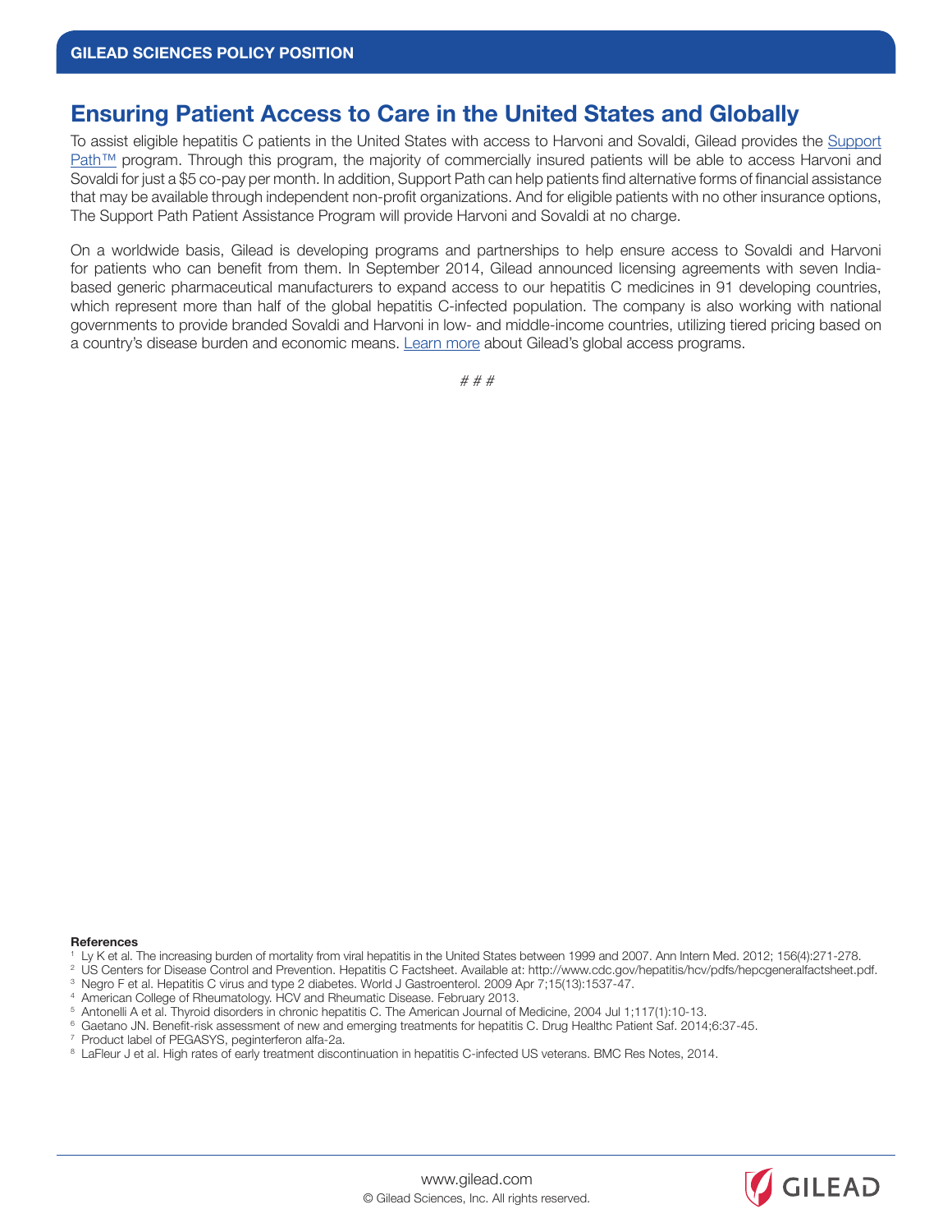## Ensuring Patient Access to Care in the United States and Globally

To assist eligible hepatitis C patients in the United States with access to Harvoni and Sovaldi, Gilead provides the Support Path™ program. Through this program, the majority of commercially insured patients will be able to access Harvoni and Sovaldi for just a $5 co-pay per month. In addition, Support Path can help patients find alternative forms of financial assistance that may be available through independent non-profit organizations. And for eligible patients with no other insurance options, The Support Path Patient Assistance Program will provide Harvoni and Sovaldi at no charge.

On a worldwide basis, Gilead is developing programs and partnerships to help ensure access to Sovaldi and Harvoni for patients who can benefit from them. In September 2014, Gilead announced licensing agreements with seven India-based generic pharmaceutical manufacturers to expand access to our hepatitis C medicines in 91 developing countries, which represent more than half of the global hepatitis C-infected population. The company is also working with national governments to provide branded Sovaldi and Harvoni in low- and middle-income countries, utilizing tiered pricing based on a country's disease burden and economic means. Learn more about Gilead's global access programs.

# # #

**References**

1. Ly K et al. The increasing burden of mortality from viral hepatitis in the United States between 1999 and 2007. Ann Intern Med. 2012; 156(4):271-278.
2. US Centers for Disease Control and Prevention. Hepatitis C Factsheet. Available at: http://www.cdc.gov/hepatitis/hcv/pdfs/hepcgeneralfactsheet.pdf.
3. Negro F et al. Hepatitis C virus and type 2 diabetes. World J Gastroenterol. 2009 Apr 7;15(13):1537-47.
4. American College of Rheumatology. HCV and Rheumatic Disease. February 2013.
5. Antonelli A et al. Thyroid disorders in chronic hepatitis C. The American Journal of Medicine, 2004 Jul 1;117(1):10-13.
6. Gaetano JN. Benefit-risk assessment of new and emerging treatments for hepatitis C. Drug Healthc Patient Saf. 2014;6:37-45.
7. Product label of PEGASYS, peginterferon alfa-2a.
8. LaFleur J et al. High rates of early treatment discontinuation in hepatitis C-infected US veterans. BMC Res Notes, 2014.

www.gilead.com
© Gilead Sciences, Inc. All rights reserved.